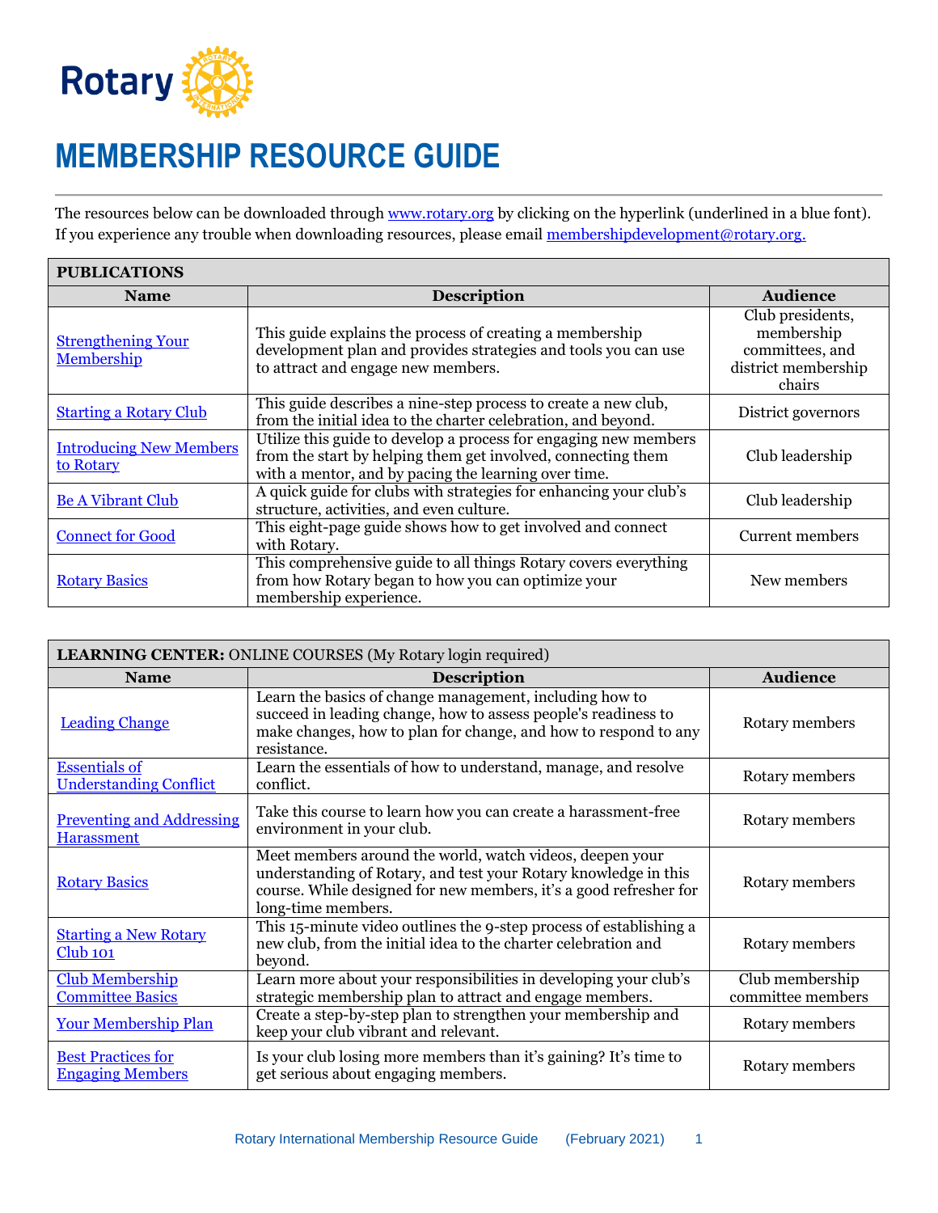Rotary

# MEMBERSHIP RESOURCE GUIDE

The resources below can be downloaded through www.rotary.org by clicking on the hyperlink (underlined in a blue font). If you experience any trouble when downloading resources, please email membershipdevelopment@rotary.org.

| **PUBLICATIONS** | | |
|---|---|---|
| **Name** | **Description** | **Audience** |
| Strengthening Your Membership | This guide explains the process of creating a membership development plan and provides strategies and tools you can use to attract and engage new members. | Club presidents, membership committees, and district membership chairs |
| Starting a Rotary Club | This guide describes a nine-step process to create a new club, from the initial idea to the charter celebration, and beyond. | District governors |
| Introducing New Members to Rotary | Utilize this guide to develop a process for engaging new members from the start by helping them get involved, connecting them with a mentor, and by pacing the learning over time. | Club leadership |
| Be A Vibrant Club | A quick guide for clubs with strategies for enhancing your club's structure, activities, and even culture. | Club leadership |
| Connect for Good | This eight-page guide shows how to get involved and connect with Rotary. | Current members |
| Rotary Basics | This comprehensive guide to all things Rotary covers everything from how Rotary began to how you can optimize your membership experience. | New members |

| **LEARNING CENTER:** ONLINE COURSES (My Rotary login required) | | |
|---|---|---|
| **Name** | **Description** | **Audience** |
| Leading Change | Learn the basics of change management, including how to succeed in leading change, how to assess people's readiness to make changes, how to plan for change, and how to respond to any resistance. | Rotary members |
| Essentials of Understanding Conflict | Learn the essentials of how to understand, manage, and resolve conflict. | Rotary members |
| Preventing and Addressing Harassment | Take this course to learn how you can create a harassment-free environment in your club. | Rotary members |
| Rotary Basics | Meet members around the world, watch videos, deepen your understanding of Rotary, and test your Rotary knowledge in this course. While designed for new members, it's a good refresher for long-time members. | Rotary members |
| Starting a New Rotary Club 101 | This 15-minute video outlines the 9-step process of establishing a new club, from the initial idea to the charter celebration and beyond. | Rotary members |
| Club Membership Committee Basics | Learn more about your responsibilities in developing your club's strategic membership plan to attract and engage members. | Club membership committee members |
| Your Membership Plan | Create a step-by-step plan to strengthen your membership and keep your club vibrant and relevant. | Rotary members |
| Best Practices for Engaging Members | Is your club losing more members than it's gaining? It's time to get serious about engaging members. | Rotary members |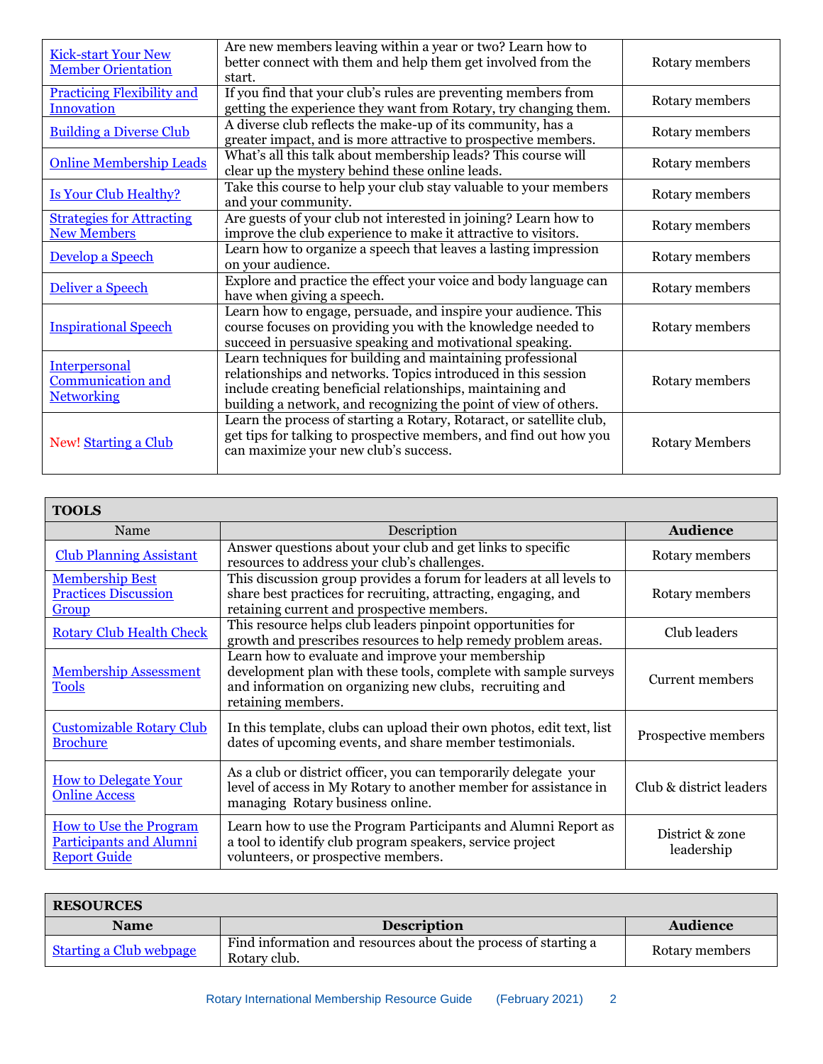| | | |
|---|---|---|
| Kick-start Your New Member Orientation | Are new members leaving within a year or two? Learn how to better connect with them and help them get involved from the start. | Rotary members |
| Practicing Flexibility and Innovation | If you find that your club's rules are preventing members from getting the experience they want from Rotary, try changing them. | Rotary members |
| Building a Diverse Club | A diverse club reflects the make-up of its community, has a greater impact, and is more attractive to prospective members. | Rotary members |
| Online Membership Leads | What's all this talk about membership leads? This course will clear up the mystery behind these online leads. | Rotary members |
| Is Your Club Healthy? | Take this course to help your club stay valuable to your members and your community. | Rotary members |
| Strategies for Attracting New Members | Are guests of your club not interested in joining? Learn how to improve the club experience to make it attractive to visitors. | Rotary members |
| Develop a Speech | Learn how to organize a speech that leaves a lasting impression on your audience. | Rotary members |
| Deliver a Speech | Explore and practice the effect your voice and body language can have when giving a speech. | Rotary members |
| Inspirational Speech | Learn how to engage, persuade, and inspire your audience. This course focuses on providing you with the knowledge needed to succeed in persuasive speaking and motivational speaking. | Rotary members |
| Interpersonal Communication and Networking | Learn techniques for building and maintaining professional relationships and networks. Topics introduced in this session include creating beneficial relationships, maintaining and building a network, and recognizing the point of view of others. | Rotary members |
| New! Starting a Club | Learn the process of starting a Rotary, Rotaract, or satellite club, get tips for talking to prospective members, and find out how you can maximize your new club's success. | Rotary Members |

**TOOLS**

| Name | Description | **Audience** |
|---|---|---|
| Club Planning Assistant | Answer questions about your club and get links to specific resources to address your club's challenges. | Rotary members |
| Membership Best Practices Discussion Group | This discussion group provides a forum for leaders at all levels to share best practices for recruiting, attracting, engaging, and retaining current and prospective members. | Rotary members |
| Rotary Club Health Check | This resource helps club leaders pinpoint opportunities for growth and prescribes resources to help remedy problem areas. | Club leaders |
| Membership Assessment Tools | Learn how to evaluate and improve your membership development plan with these tools, complete with sample surveys and information on organizing new clubs, recruiting and retaining members. | Current members |
| Customizable Rotary Club Brochure | In this template, clubs can upload their own photos, edit text, list dates of upcoming events, and share member testimonials. | Prospective members |
| How to Delegate Your Online Access | As a club or district officer, you can temporarily delegate your level of access in My Rotary to another member for assistance in managing Rotary business online. | Club & district leaders |
| How to Use the Program Participants and Alumni Report Guide | Learn how to use the Program Participants and Alumni Report as a tool to identify club program speakers, service project volunteers, or prospective members. | District & zone leadership |

**RESOURCES**

| **Name** | **Description** | **Audience** |
|---|---|---|
| Starting a Club webpage | Find information and resources about the process of starting a Rotary club. | Rotary members |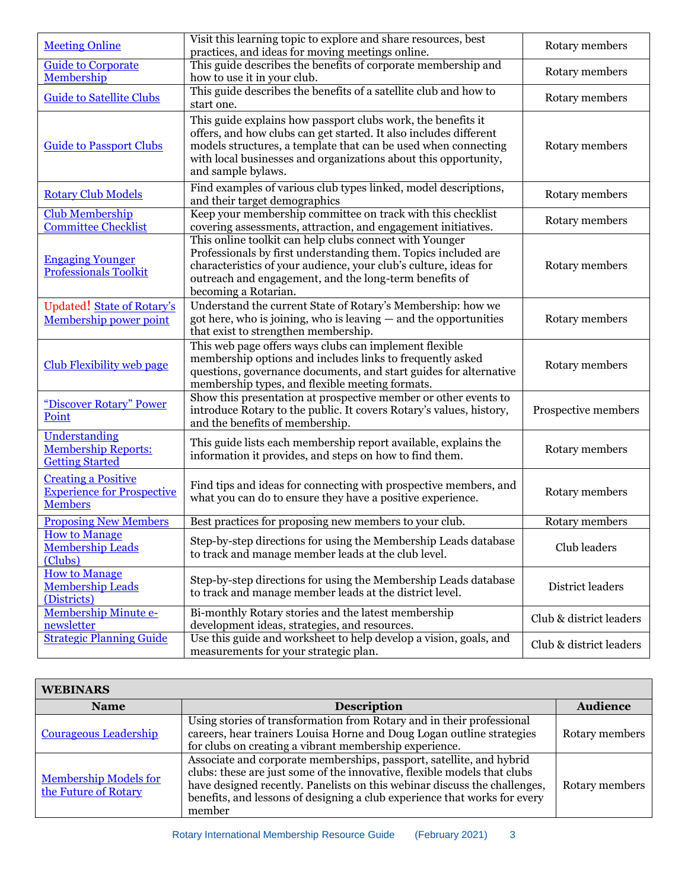| | | |
|---|---|---|
| Meeting Online | Visit this learning topic to explore and share resources, best practices, and ideas for moving meetings online. | Rotary members |
| Guide to Corporate Membership | This guide describes the benefits of corporate membership and how to use it in your club. | Rotary members |
| Guide to Satellite Clubs | This guide describes the benefits of a satellite club and how to start one. | Rotary members |
| Guide to Passport Clubs | This guide explains how passport clubs work, the benefits it offers, and how clubs can get started. It also includes different models structures, a template that can be used when connecting with local businesses and organizations about this opportunity, and sample bylaws. | Rotary members |
| Rotary Club Models | Find examples of various club types linked, model descriptions, and their target demographics | Rotary members |
| Club Membership Committee Checklist | Keep your membership committee on track with this checklist covering assessments, attraction, and engagement initiatives. | Rotary members |
| Engaging Younger Professionals Toolkit | This online toolkit can help clubs connect with Younger Professionals by first understanding them. Topics included are characteristics of your audience, your club's culture, ideas for outreach and engagement, and the long-term benefits of becoming a Rotarian. | Rotary members |
| Updated! State of Rotary's Membership power point | Understand the current State of Rotary's Membership: how we got here, who is joining, who is leaving — and the opportunities that exist to strengthen membership. | Rotary members |
| Club Flexibility web page | This web page offers ways clubs can implement flexible membership options and includes links to frequently asked questions, governance documents, and start guides for alternative membership types, and flexible meeting formats. | Rotary members |
| "Discover Rotary" Power Point | Show this presentation at prospective member or other events to introduce Rotary to the public. It covers Rotary's values, history, and the benefits of membership. | Prospective members |
| Understanding Membership Reports: Getting Started | This guide lists each membership report available, explains the information it provides, and steps on how to find them. | Rotary members |
| Creating a Positive Experience for Prospective Members | Find tips and ideas for connecting with prospective members, and what you can do to ensure they have a positive experience. | Rotary members |
| Proposing New Members | Best practices for proposing new members to your club. | Rotary members |
| How to Manage Membership Leads (Clubs) | Step-by-step directions for using the Membership Leads database to track and manage member leads at the club level. | Club leaders |
| How to Manage Membership Leads (Districts) | Step-by-step directions for using the Membership Leads database to track and manage member leads at the district level. | District leaders |
| Membership Minute e-newsletter | Bi-monthly Rotary stories and the latest membership development ideas, strategies, and resources. | Club & district leaders |
| Strategic Planning Guide | Use this guide and worksheet to help develop a vision, goals, and measurements for your strategic plan. | Club & district leaders |

| **WEBINARS** | | |
|---|---|---|
| **Name** | **Description** | **Audience** |
| Courageous Leadership | Using stories of transformation from Rotary and in their professional careers, hear trainers Louisa Horne and Doug Logan outline strategies for clubs on creating a vibrant membership experience. | Rotary members |
| Membership Models for the Future of Rotary | Associate and corporate memberships, passport, satellite, and hybrid clubs: these are just some of the innovative, flexible models that clubs have designed recently. Panelists on this webinar discuss the challenges, benefits, and lessons of designing a club experience that works for every member | Rotary members |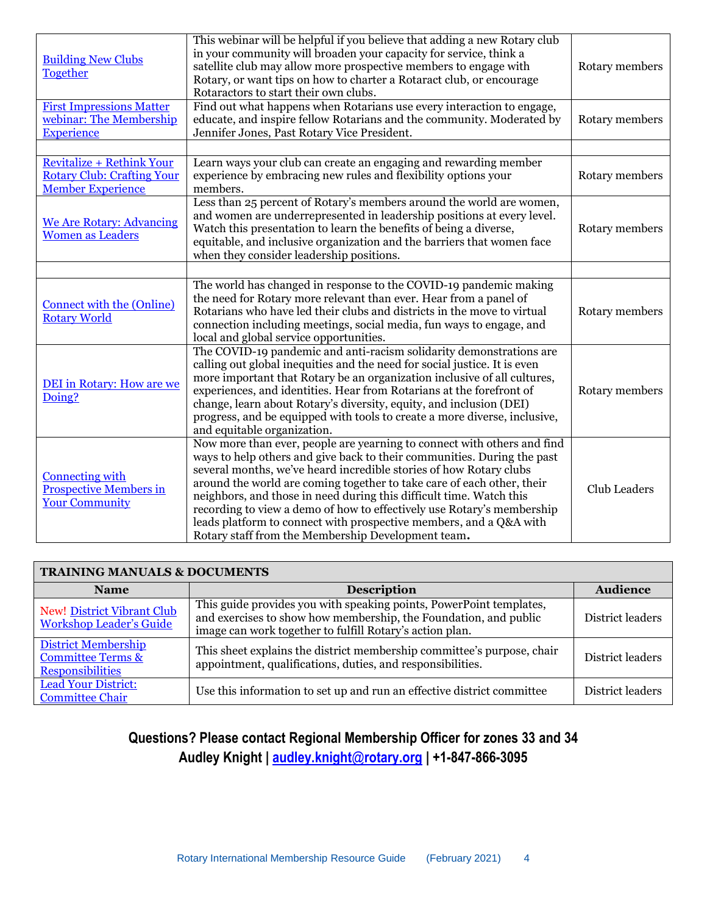| | | |
|---|---|---|
| Building New Clubs Together | This webinar will be helpful if you believe that adding a new Rotary club in your community will broaden your capacity for service, think a satellite club may allow more prospective members to engage with Rotary, or want tips on how to charter a Rotaract club, or encourage Rotaractors to start their own clubs. | Rotary members |
| First Impressions Matter webinar: The Membership Experience | Find out what happens when Rotarians use every interaction to engage, educate, and inspire fellow Rotarians and the community. Moderated by Jennifer Jones, Past Rotary Vice President. | Rotary members |
| | | |
| Revitalize + Rethink Your Rotary Club: Crafting Your Member Experience | Learn ways your club can create an engaging and rewarding member experience by embracing new rules and flexibility options your members. | Rotary members |
| We Are Rotary: Advancing Women as Leaders | Less than 25 percent of Rotary's members around the world are women, and women are underrepresented in leadership positions at every level. Watch this presentation to learn the benefits of being a diverse, equitable, and inclusive organization and the barriers that women face when they consider leadership positions. | Rotary members |
| | | |
| Connect with the (Online) Rotary World | The world has changed in response to the COVID-19 pandemic making the need for Rotary more relevant than ever. Hear from a panel of Rotarians who have led their clubs and districts in the move to virtual connection including meetings, social media, fun ways to engage, and local and global service opportunities. | Rotary members |
| DEI in Rotary: How are we Doing? | The COVID-19 pandemic and anti-racism solidarity demonstrations are calling out global inequities and the need for social justice. It is even more important that Rotary be an organization inclusive of all cultures, experiences, and identities. Hear from Rotarians at the forefront of change, learn about Rotary's diversity, equity, and inclusion (DEI) progress, and be equipped with tools to create a more diverse, inclusive, and equitable organization. | Rotary members |
| Connecting with Prospective Members in Your Community | Now more than ever, people are yearning to connect with others and find ways to help others and give back to their communities. During the past several months, we've heard incredible stories of how Rotary clubs around the world are coming together to take care of each other, their neighbors, and those in need during this difficult time. Watch this recording to view a demo of how to effectively use Rotary's membership leads platform to connect with prospective members, and a Q&A with Rotary staff from the Membership Development team. | Club Leaders |

| TRAINING MANUALS & DOCUMENTS | | |
|---|---|---|
| **Name** | **Description** | **Audience** |
| New! District Vibrant Club Workshop Leader's Guide | This guide provides you with speaking points, PowerPoint templates, and exercises to show how membership, the Foundation, and public image can work together to fulfill Rotary's action plan. | District leaders |
| District Membership Committee Terms & Responsibilities | This sheet explains the district membership committee's purpose, chair appointment, qualifications, duties, and responsibilities. | District leaders |
| Lead Your District: Committee Chair | Use this information to set up and run an effective district committee | District leaders |

**Questions? Please contact Regional Membership Officer for zones 33 and 34**
**Audley Knight | audley.knight@rotary.org | +1-847-866-3095**